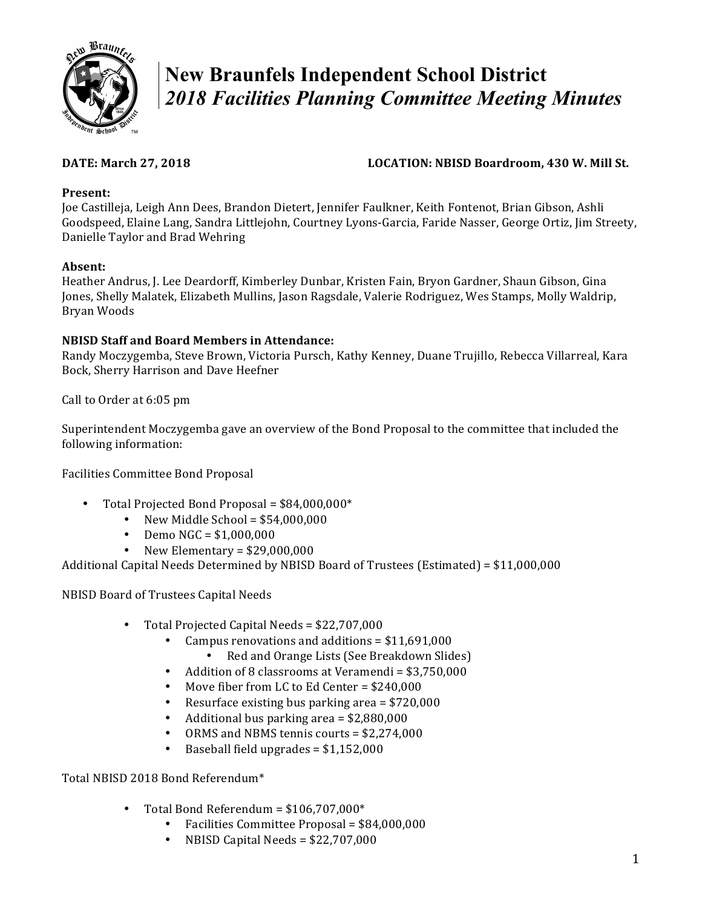# New Braunfels Independent School District
## *2018 Facilities Planning Committee Meeting Minutes*

**DATE: March 27, 2018** **LOCATION: NBISD Boardroom, 430 W. Mill St.**

**Present:**
Joe Castilleja, Leigh Ann Dees, Brandon Dietert, Jennifer Faulkner, Keith Fontenot, Brian Gibson, Ashli Goodspeed, Elaine Lang, Sandra Littlejohn, Courtney Lyons-Garcia, Faride Nasser, George Ortiz, Jim Streety, Danielle Taylor and Brad Wehring

**Absent:**
Heather Andrus, J. Lee Deardorff, Kimberley Dunbar, Kristen Fain, Bryon Gardner, Shaun Gibson, Gina Jones, Shelly Malatek, Elizabeth Mullins, Jason Ragsdale, Valerie Rodriguez, Wes Stamps, Molly Waldrip, Bryan Woods

**NBISD Staff and Board Members in Attendance:**
Randy Moczygemba, Steve Brown, Victoria Pursch, Kathy Kenney, Duane Trujillo, Rebecca Villarreal, Kara Bock, Sherry Harrison and Dave Heefner

Call to Order at 6:05 pm

Superintendent Moczygemba gave an overview of the Bond Proposal to the committee that included the following information:

Facilities Committee Bond Proposal

- Total Projected Bond Proposal = $84,000,000*
  - New Middle School = $54,000,000
  - Demo NGC = $1,000,000
  - New Elementary = $29,000,000

Additional Capital Needs Determined by NBISD Board of Trustees (Estimated) = $11,000,000

NBISD Board of Trustees Capital Needs

- Total Projected Capital Needs = $22,707,000
  - Campus renovations and additions = $11,691,000
    - Red and Orange Lists (See Breakdown Slides)
  - Addition of 8 classrooms at Veramendi = $3,750,000
  - Move fiber from LC to Ed Center = $240,000
  - Resurface existing bus parking area = $720,000
  - Additional bus parking area = $2,880,000
  - ORMS and NBMS tennis courts = $2,274,000
  - Baseball field upgrades = $1,152,000

Total NBISD 2018 Bond Referendum*

- Total Bond Referendum = $106,707,000*
  - Facilities Committee Proposal = $84,000,000
  - NBISD Capital Needs = $22,707,000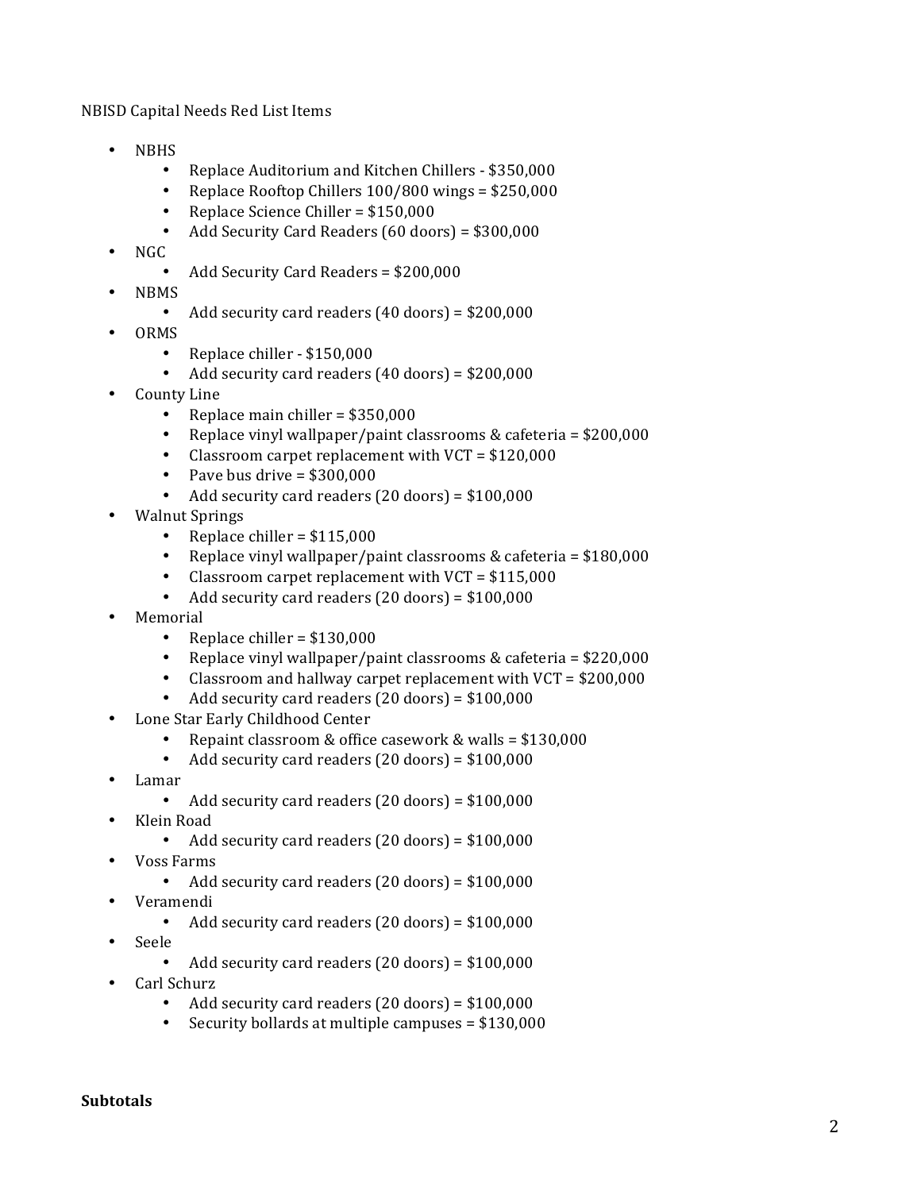NBISD Capital Needs Red List Items

- NBHS
  - Replace Auditorium and Kitchen Chillers - $350,000
  - Replace Rooftop Chillers 100/800 wings = $250,000
  - Replace Science Chiller = $150,000
  - Add Security Card Readers (60 doors) = $300,000
- NGC
  - Add Security Card Readers = $200,000
- NBMS
  - Add security card readers (40 doors) = $200,000
- ORMS
  - Replace chiller - $150,000
  - Add security card readers (40 doors) = $200,000
- County Line
  - Replace main chiller = $350,000
  - Replace vinyl wallpaper/paint classrooms & cafeteria = $200,000
  - Classroom carpet replacement with VCT = $120,000
  - Pave bus drive = $300,000
  - Add security card readers (20 doors) = $100,000
- Walnut Springs
  - Replace chiller = $115,000
  - Replace vinyl wallpaper/paint classrooms & cafeteria = $180,000
  - Classroom carpet replacement with VCT = $115,000
  - Add security card readers (20 doors) = $100,000
- Memorial
  - Replace chiller = $130,000
  - Replace vinyl wallpaper/paint classrooms & cafeteria = $220,000
  - Classroom and hallway carpet replacement with VCT = $200,000
  - Add security card readers (20 doors) = $100,000
- Lone Star Early Childhood Center
  - Repaint classroom & office casework & walls = $130,000
  - Add security card readers (20 doors) = $100,000
- Lamar
  - Add security card readers (20 doors) = $100,000
- Klein Road
  - Add security card readers (20 doors) = $100,000
- Voss Farms
  - Add security card readers (20 doors) = $100,000
- Veramendi
  - Add security card readers (20 doors) = $100,000
- Seele
  - Add security card readers (20 doors) = $100,000
- Carl Schurz
  - Add security card readers (20 doors) = $100,000
  - Security bollards at multiple campuses = $130,000

**Subtotals**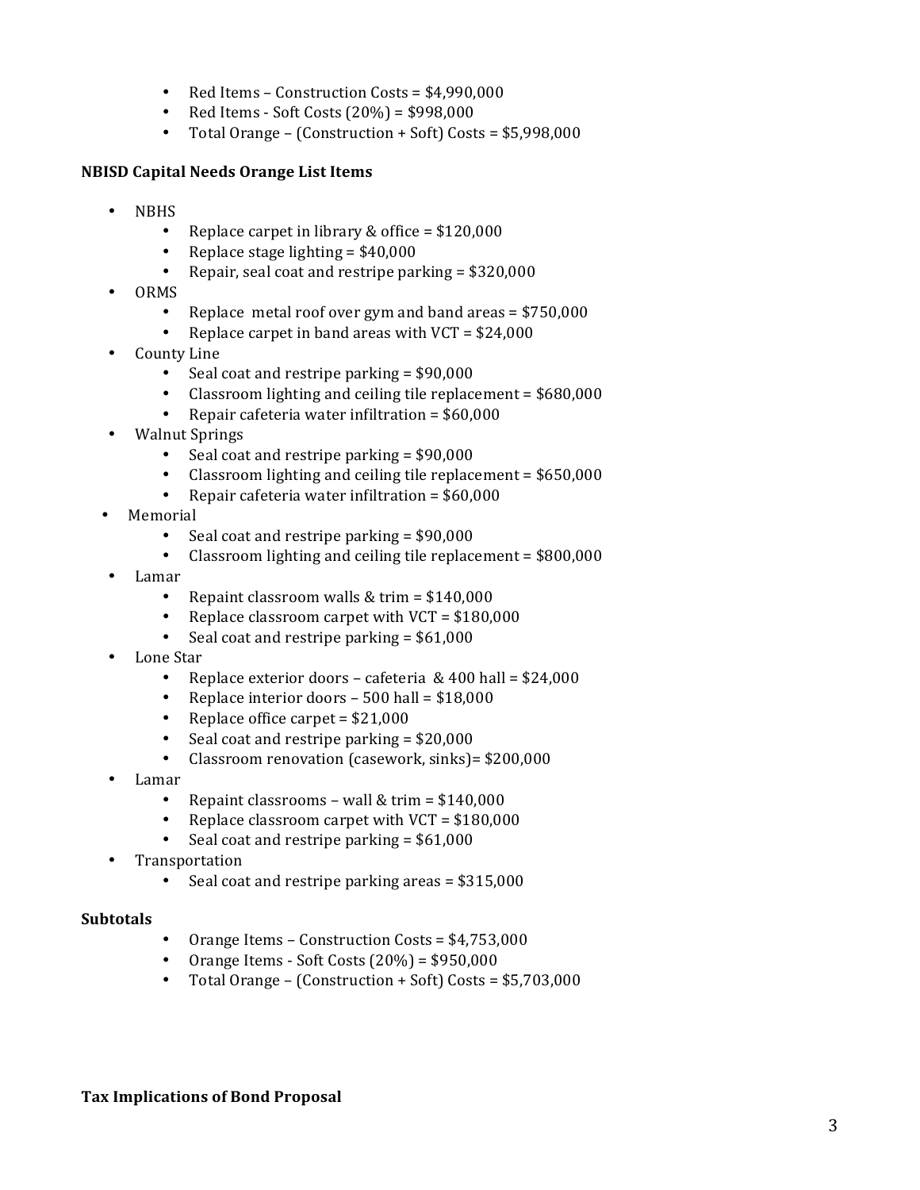- Red Items – Construction Costs = $4,990,000
- Red Items - Soft Costs (20%) = $998,000
- Total Orange – (Construction + Soft) Costs = $5,998,000

**NBISD Capital Needs Orange List Items**

- NBHS
  - Replace carpet in library & office = $120,000
  - Replace stage lighting = $40,000
  - Repair, seal coat and restripe parking = $320,000
- ORMS
  - Replace metal roof over gym and band areas = $750,000
  - Replace carpet in band areas with VCT = $24,000
- County Line
  - Seal coat and restripe parking = $90,000
  - Classroom lighting and ceiling tile replacement = $680,000
  - Repair cafeteria water infiltration = $60,000
- Walnut Springs
  - Seal coat and restripe parking = $90,000
  - Classroom lighting and ceiling tile replacement = $650,000
  - Repair cafeteria water infiltration = $60,000
- Memorial
  - Seal coat and restripe parking = $90,000
  - Classroom lighting and ceiling tile replacement = $800,000
- Lamar
  - Repaint classroom walls & trim = $140,000
  - Replace classroom carpet with VCT = $180,000
  - Seal coat and restripe parking = $61,000
- Lone Star
  - Replace exterior doors – cafeteria & 400 hall = $24,000
  - Replace interior doors – 500 hall = $18,000
  - Replace office carpet = $21,000
  - Seal coat and restripe parking = $20,000
  - Classroom renovation (casework, sinks)= $200,000
- Lamar
  - Repaint classrooms – wall & trim = $140,000
  - Replace classroom carpet with VCT = $180,000
  - Seal coat and restripe parking = $61,000
- Transportation
  - Seal coat and restripe parking areas = $315,000

**Subtotals**

- Orange Items – Construction Costs = $4,753,000
- Orange Items - Soft Costs (20%) = $950,000
- Total Orange – (Construction + Soft) Costs = $5,703,000

**Tax Implications of Bond Proposal**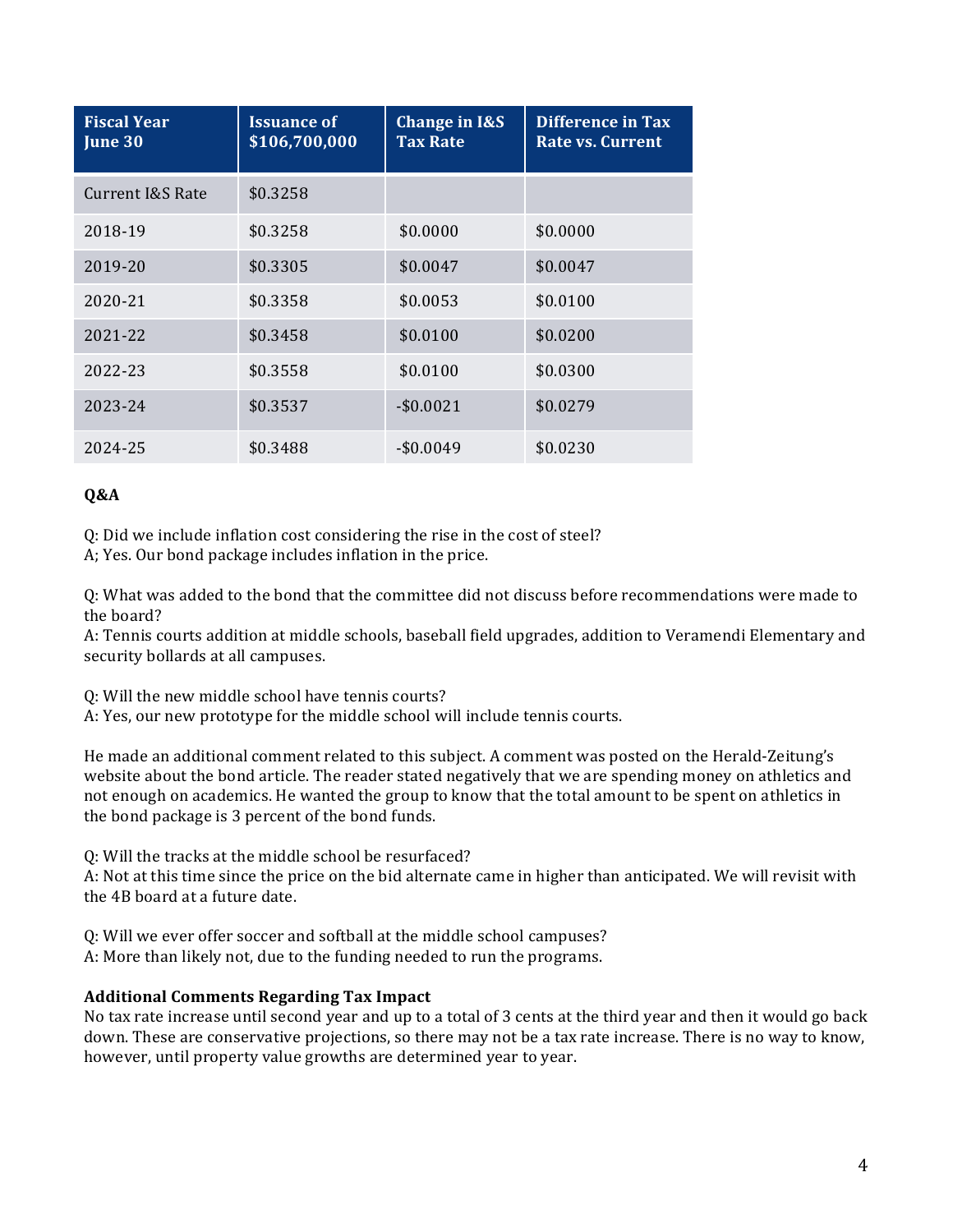| Fiscal Year June 30 | Issuance of $106,700,000 | Change in I&S Tax Rate | Difference in Tax Rate vs. Current |
|---|---|---|---|
| Current I&S Rate | $0.3258 | | |
| 2018-19 | $0.3258 | $0.0000 | $0.0000 |
| 2019-20 | $0.3305 | $0.0047 | $0.0047 |
| 2020-21 | $0.3358 | $0.0053 | $0.0100 |
| 2021-22 | $0.3458 | $0.0100 | $0.0200 |
| 2022-23 | $0.3558 | $0.0100 | $0.0300 |
| 2023-24 | $0.3537 | -$0.0021 | $0.0279 |
| 2024-25 | $0.3488 | -$0.0049 | $0.0230 |

**Q&A**

Q: Did we include inflation cost considering the rise in the cost of steel?
A; Yes. Our bond package includes inflation in the price.

Q: What was added to the bond that the committee did not discuss before recommendations were made to the board?
A: Tennis courts addition at middle schools, baseball field upgrades, addition to Veramendi Elementary and security bollards at all campuses.

Q: Will the new middle school have tennis courts?
A: Yes, our new prototype for the middle school will include tennis courts.

He made an additional comment related to this subject. A comment was posted on the Herald-Zeitung's website about the bond article. The reader stated negatively that we are spending money on athletics and not enough on academics. He wanted the group to know that the total amount to be spent on athletics in the bond package is 3 percent of the bond funds.

Q: Will the tracks at the middle school be resurfaced?
A: Not at this time since the price on the bid alternate came in higher than anticipated. We will revisit with the 4B board at a future date.

Q: Will we ever offer soccer and softball at the middle school campuses?
A: More than likely not, due to the funding needed to run the programs.

**Additional Comments Regarding Tax Impact**

No tax rate increase until second year and up to a total of 3 cents at the third year and then it would go back down. These are conservative projections, so there may not be a tax rate increase. There is no way to know, however, until property value growths are determined year to year.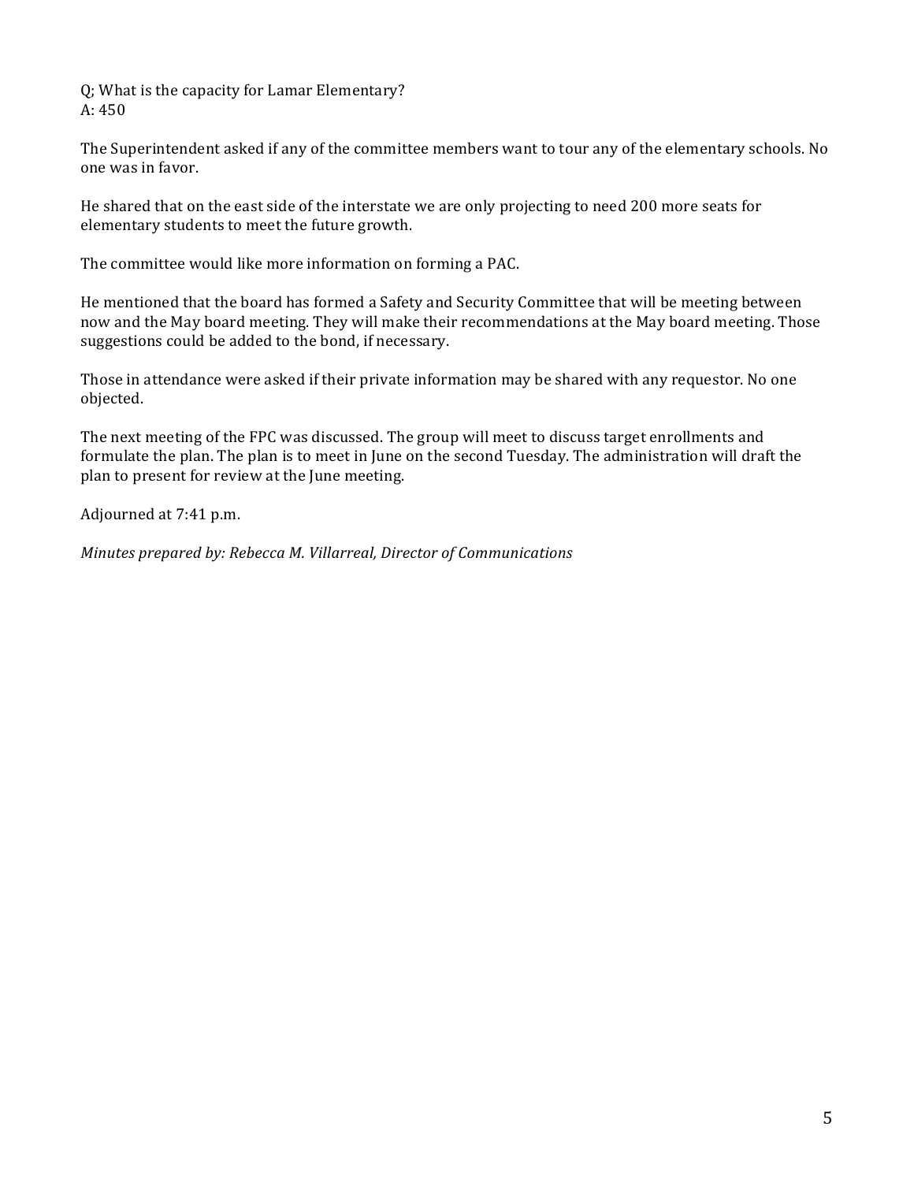Q; What is the capacity for Lamar Elementary?
A: 450

The Superintendent asked if any of the committee members want to tour any of the elementary schools. No one was in favor.

He shared that on the east side of the interstate we are only projecting to need 200 more seats for elementary students to meet the future growth.

The committee would like more information on forming a PAC.

He mentioned that the board has formed a Safety and Security Committee that will be meeting between now and the May board meeting. They will make their recommendations at the May board meeting. Those suggestions could be added to the bond, if necessary.

Those in attendance were asked if their private information may be shared with any requestor. No one objected.

The next meeting of the FPC was discussed. The group will meet to discuss target enrollments and formulate the plan. The plan is to meet in June on the second Tuesday. The administration will draft the plan to present for review at the June meeting.

Adjourned at 7:41 p.m.

*Minutes prepared by: Rebecca M. Villarreal, Director of Communications*